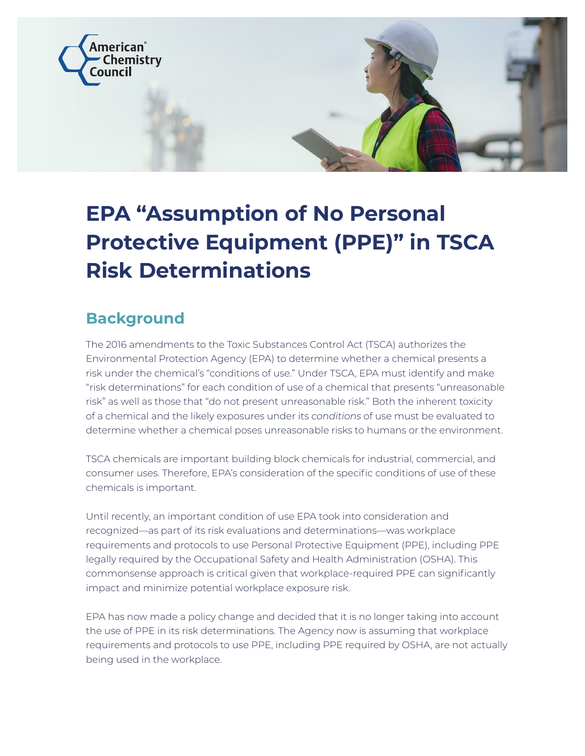# EPA "Assumption of No Personal Protective Equipment (PPE)" in TSCA Risk Determinations

## Background

The 2016 amendments to the Toxic Substances Control Act (TSCA) authorizes the Environmental Protection Agency (EPA) to determine whether a chemical presents a risk under the chemical's "conditions of use." Under TSCA, EPA must identify and make "risk determinations" for each condition of use of a chemical that presents "unreasonable risk" as well as those that "do not present unreasonable risk." Both the inherent toxicity of a chemical and the likely exposures under its *conditions* of use must be evaluated to determine whether a chemical poses unreasonable risks to humans or the environment.

TSCA chemicals are important building block chemicals for industrial, commercial, and consumer uses. Therefore, EPA's consideration of the specific conditions of use of these chemicals is important.

Until recently, an important condition of use EPA took into consideration and recognized—as part of its risk evaluations and determinations—was workplace requirements and protocols to use Personal Protective Equipment (PPE), including PPE legally required by the Occupational Safety and Health Administration (OSHA). This commonsense approach is critical given that workplace-required PPE can significantly impact and minimize potential workplace exposure risk.

EPA has now made a policy change and decided that it is no longer taking into account the use of PPE in its risk determinations. The Agency now is assuming that workplace requirements and protocols to use PPE, including PPE required by OSHA, are not actually being used in the workplace.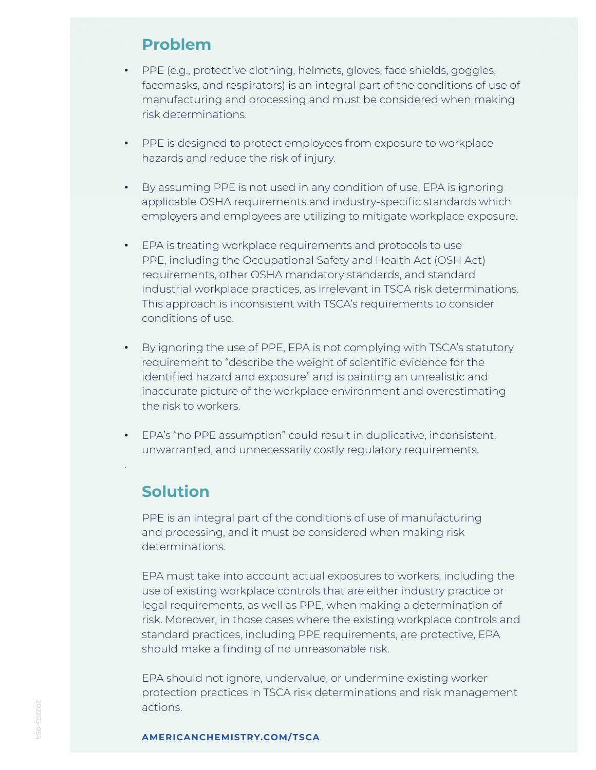## Problem

- PPE (e.g., protective clothing, helmets, gloves, face shields, goggles, facemasks, and respirators) is an integral part of the conditions of use of manufacturing and processing and must be considered when making risk determinations.
- PPE is designed to protect employees from exposure to workplace hazards and reduce the risk of injury.
- By assuming PPE is not used in any condition of use, EPA is ignoring applicable OSHA requirements and industry-specific standards which employers and employees are utilizing to mitigate workplace exposure.
- EPA is treating workplace requirements and protocols to use PPE, including the Occupational Safety and Health Act (OSH Act) requirements, other OSHA mandatory standards, and standard industrial workplace practices, as irrelevant in TSCA risk determinations. This approach is inconsistent with TSCA's requirements to consider conditions of use.
- By ignoring the use of PPE, EPA is not complying with TSCA's statutory requirement to "describe the weight of scientific evidence for the identified hazard and exposure" and is painting an unrealistic and inaccurate picture of the workplace environment and overestimating the risk to workers.
- EPA's "no PPE assumption" could result in duplicative, inconsistent, unwarranted, and unnecessarily costly regulatory requirements.

## Solution

PPE is an integral part of the conditions of use of manufacturing and processing, and it must be considered when making risk determinations.

EPA must take into account actual exposures to workers, including the use of existing workplace controls that are either industry practice or legal requirements, as well as PPE, when making a determination of risk. Moreover, in those cases where the existing workplace controls and standard practices, including PPE requirements, are protective, EPA should make a finding of no unreasonable risk.

EPA should not ignore, undervalue, or undermine existing worker protection practices in TSCA risk determinations and risk management actions.

**AMERICANCHEMISTRY.COM/TSCA**

202205-054